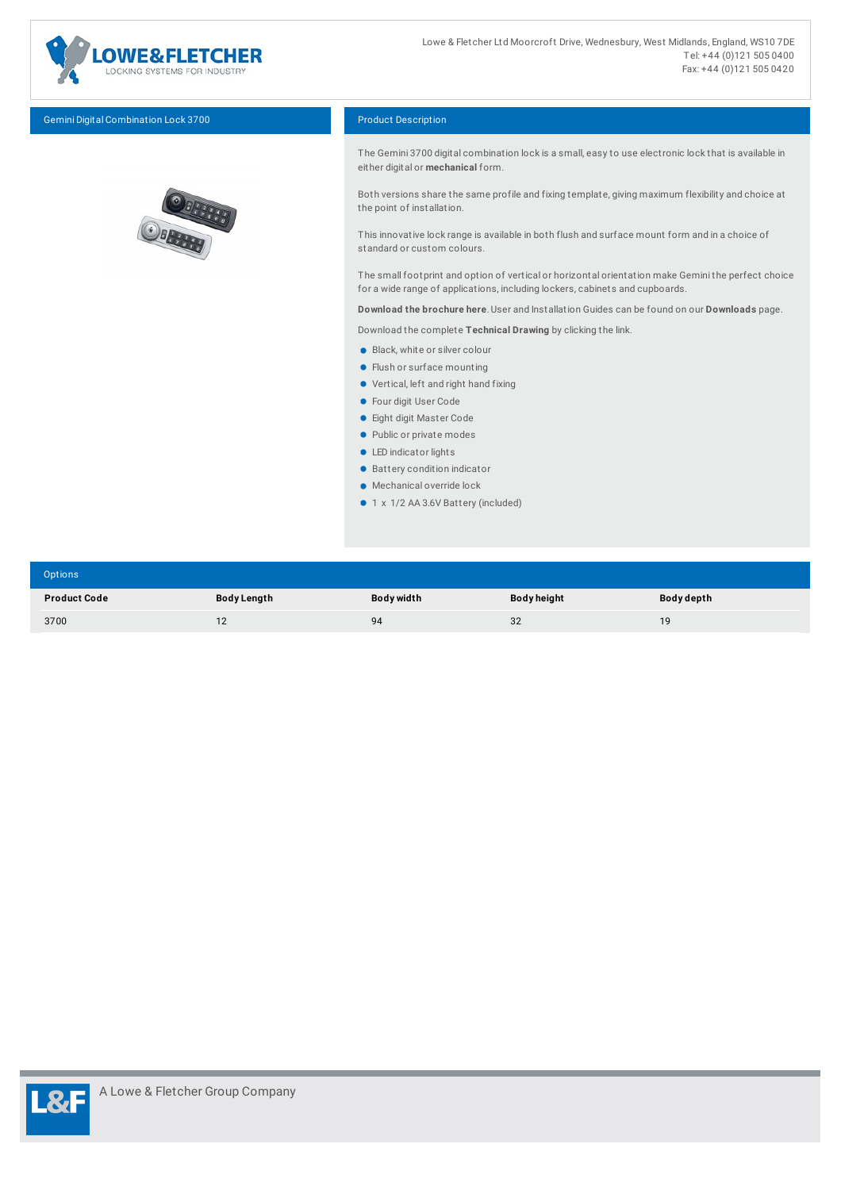Lowe & Fletcher Ltd Moorcroft Drive, Wednesbury, West Midlands, England, WS10 7DE
Tel: +44 (0)121 505 0400
Fax: +44 (0)121 505 0420

## Gemini Digital Combination Lock 3700

## Product Description

The Gemini 3700 digital combination lock is a small, easy to use electronic lock that is available in either digital or **mechanical** form.

Both versions share the same profile and fixing template, giving maximum flexibility and choice at the point of installation.

This innovative lock range is available in both flush and surface mount form and in a choice of standard or custom colours.

The small footprint and option of vertical or horizontal orientation make Gemini the perfect choice for a wide range of applications, including lockers, cabinets and cupboards.

**Download the brochure here**. User and Installation Guides can be found on our **Downloads** page.

Download the complete **Technical Drawing** by clicking the link.

- Black, white or silver colour
- Flush or surface mounting
- Vertical, left and right hand fixing
- Four digit User Code
- Eight digit Master Code
- Public or private modes
- LED indicator lights
- Battery condition indicator
- Mechanical override lock
- 1 x 1/2 AA 3.6V Battery (included)

## Options

| Product Code | Body Length | Body width | Body height | Body depth |
|---|---|---|---|---|
| 3700 | 12 | 94 | 32 | 19 |

A Lowe & Fletcher Group Company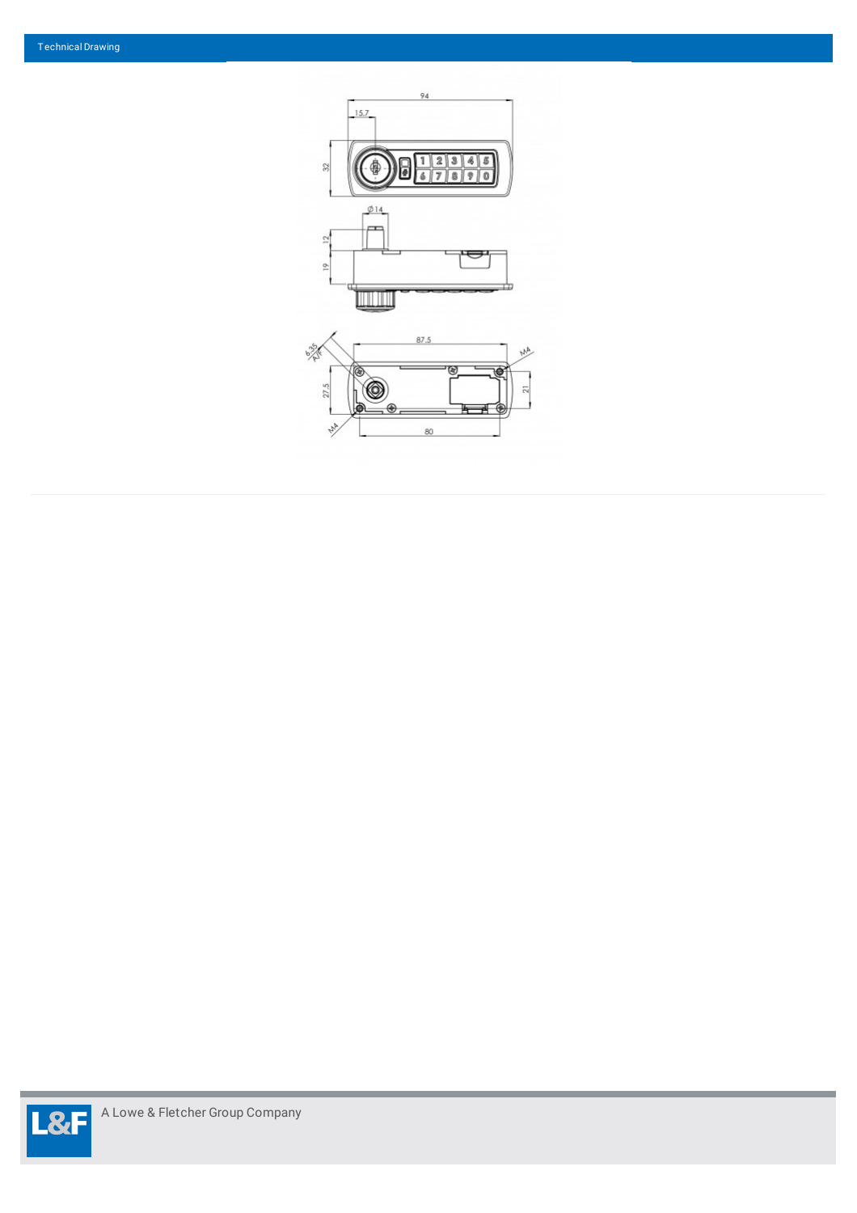## Technical Drawing

94

15.7

32

1 2 3 4 5

6 7 8 9 0

Ø14

12

19

87.5

6.35 A/F

M4

27.5

21

M4

80

A Lowe & Fletcher Group Company